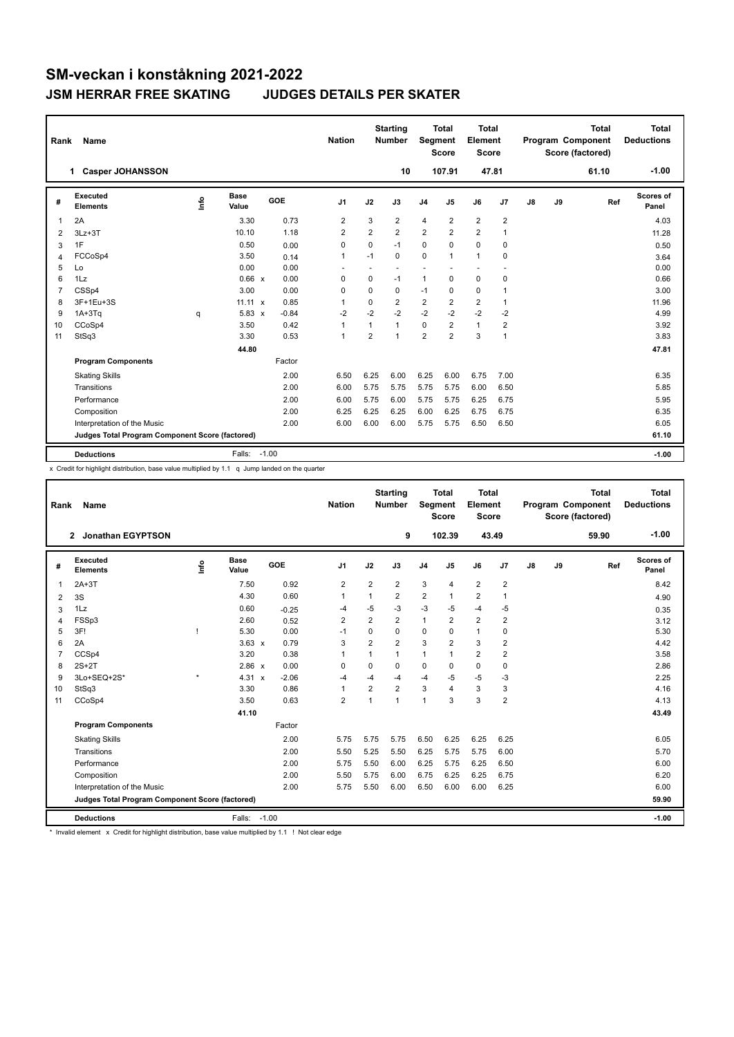# SM-veckan i konståkning 2021-2022

## JSM HERRAR FREE SKATING JUDGES DETAILS PER SKATER

| Rank | Name | Nation | Starting Number | Total Segment Score | Total Element Score | Total Program Component Score (factored) | Total Deductions |
|---|---|---|---|---|---|---|---|
| 1 | Casper JOHANSSON | | 10 | 107.91 | 47.81 | 61.10 | -1.00 |

| # | Executed Elements | Info | Base Value | | GOE | J1 | J2 | J3 | J4 | J5 | J6 | J7 | J8 | J9 | Ref | Scores of Panel |
|---|---|---|---|---|---|---|---|---|---|---|---|---|---|---|---|---|
| 1 | 2A | | 3.30 | | 0.73 | 2 | 3 | 2 | 4 | 2 | 2 | 2 | | | | 4.03 |
| 2 | 3Lz+3T | | 10.10 | | 1.18 | 2 | 2 | 2 | 2 | 2 | 2 | 1 | | | | 11.28 |
| 3 | 1F | | 0.50 | | 0.00 | 0 | 0 | -1 | 0 | 0 | 0 | 0 | | | | 0.50 |
| 4 | FCCoSp4 | | 3.50 | | 0.14 | 1 | -1 | 0 | 0 | 1 | 1 | 0 | | | | 3.64 |
| 5 | Lo | | 0.00 | | 0.00 | - | - | - | - | - | - | - | | | | 0.00 |
| 6 | 1Lz | | 0.66 | x | 0.00 | 0 | 0 | -1 | 1 | 0 | 0 | 0 | | | | 0.66 |
| 7 | CSSp4 | | 3.00 | | 0.00 | 0 | 0 | 0 | -1 | 0 | 0 | 1 | | | | 3.00 |
| 8 | 3F+1Eu+3S | | 11.11 | x | 0.85 | 1 | 0 | 2 | 2 | 2 | 2 | 1 | | | | 11.96 |
| 9 | 1A+3Tq | q | 5.83 | x | -0.84 | -2 | -2 | -2 | -2 | -2 | -2 | -2 | | | | 4.99 |
| 10 | CCoSp4 | | 3.50 | | 0.42 | 1 | 1 | 1 | 0 | 2 | 1 | 2 | | | | 3.92 |
| 11 | StSq3 | | 3.30 | | 0.53 | 1 | 2 | 1 | 2 | 2 | 3 | 1 | | | | 3.83 |
| | | | 44.80 | | | | | | | | | | | | | 47.81 |
| | **Program Components** | | | | Factor | | | | | | | | | | | |
| | Skating Skills | | | | 2.00 | 6.50 | 6.25 | 6.00 | 6.25 | 6.00 | 6.75 | 7.00 | | | | 6.35 |
| | Transitions | | | | 2.00 | 6.00 | 5.75 | 5.75 | 5.75 | 5.75 | 6.00 | 6.50 | | | | 5.85 |
| | Performance | | | | 2.00 | 6.00 | 5.75 | 6.00 | 5.75 | 5.75 | 6.25 | 6.75 | | | | 5.95 |
| | Composition | | | | 2.00 | 6.25 | 6.25 | 6.25 | 6.00 | 6.25 | 6.75 | 6.75 | | | | 6.35 |
| | Interpretation of the Music | | | | 2.00 | 6.00 | 6.00 | 6.00 | 5.75 | 5.75 | 6.50 | 6.50 | | | | 6.05 |
| | **Judges Total Program Component Score (factored)** | | | | | | | | | | | | | | | 61.10 |
| | **Deductions** | | Falls: | -1.00 | | | | | | | | | | | | -1.00 |

x Credit for highlight distribution, base value multiplied by 1.1 q Jump landed on the quarter

| Rank | Name | Nation | Starting Number | Total Segment Score | Total Element Score | Total Program Component Score (factored) | Total Deductions |
|---|---|---|---|---|---|---|---|
| 2 | Jonathan EGYPTSON | | 9 | 102.39 | 43.49 | 59.90 | -1.00 |

| # | Executed Elements | Info | Base Value | | GOE | J1 | J2 | J3 | J4 | J5 | J6 | J7 | J8 | J9 | Ref | Scores of Panel |
|---|---|---|---|---|---|---|---|---|---|---|---|---|---|---|---|---|
| 1 | 2A+3T | | 7.50 | | 0.92 | 2 | 2 | 2 | 3 | 4 | 2 | 2 | | | | 8.42 |
| 2 | 3S | | 4.30 | | 0.60 | 1 | 1 | 2 | 2 | 1 | 2 | 1 | | | | 4.90 |
| 3 | 1Lz | | 0.60 | | -0.25 | -4 | -5 | -3 | -3 | -5 | -4 | -5 | | | | 0.35 |
| 4 | FSSp3 | | 2.60 | | 0.52 | 2 | 2 | 2 | 1 | 2 | 2 | 2 | | | | 3.12 |
| 5 | 3F! | ! | 5.30 | | 0.00 | -1 | 0 | 0 | 0 | 0 | 1 | 0 | | | | 5.30 |
| 6 | 2A | | 3.63 | x | 0.79 | 3 | 2 | 2 | 3 | 2 | 3 | 2 | | | | 4.42 |
| 7 | CCSp4 | | 3.20 | | 0.38 | 1 | 1 | 1 | 1 | 1 | 2 | 2 | | | | 3.58 |
| 8 | 2S+2T | | 2.86 | x | 0.00 | 0 | 0 | 0 | 0 | 0 | 0 | 0 | | | | 2.86 |
| 9 | 3Lo+SEQ+2S* | * | 4.31 | x | -2.06 | -4 | -4 | -4 | -4 | -5 | -5 | -3 | | | | 2.25 |
| 10 | StSq3 | | 3.30 | | 0.86 | 1 | 2 | 2 | 3 | 4 | 3 | 3 | | | | 4.16 |
| 11 | CCoSp4 | | 3.50 | | 0.63 | 2 | 1 | 1 | 1 | 3 | 3 | 2 | | | | 4.13 |
| | | | 41.10 | | | | | | | | | | | | | 43.49 |
| | **Program Components** | | | | Factor | | | | | | | | | | | |
| | Skating Skills | | | | 2.00 | 5.75 | 5.75 | 5.75 | 6.50 | 6.25 | 6.25 | 6.25 | | | | 6.05 |
| | Transitions | | | | 2.00 | 5.50 | 5.25 | 5.50 | 6.25 | 5.75 | 5.75 | 6.00 | | | | 5.70 |
| | Performance | | | | 2.00 | 5.75 | 5.50 | 6.00 | 6.25 | 5.75 | 6.25 | 6.50 | | | | 6.00 |
| | Composition | | | | 2.00 | 5.50 | 5.75 | 6.00 | 6.75 | 6.25 | 6.25 | 6.75 | | | | 6.20 |
| | Interpretation of the Music | | | | 2.00 | 5.75 | 5.50 | 6.00 | 6.50 | 6.00 | 6.00 | 6.25 | | | | 6.00 |
| | **Judges Total Program Component Score (factored)** | | | | | | | | | | | | | | | 59.90 |
| | **Deductions** | | Falls: | -1.00 | | | | | | | | | | | | -1.00 |

\* Invalid element x Credit for highlight distribution, base value multiplied by 1.1 ! Not clear edge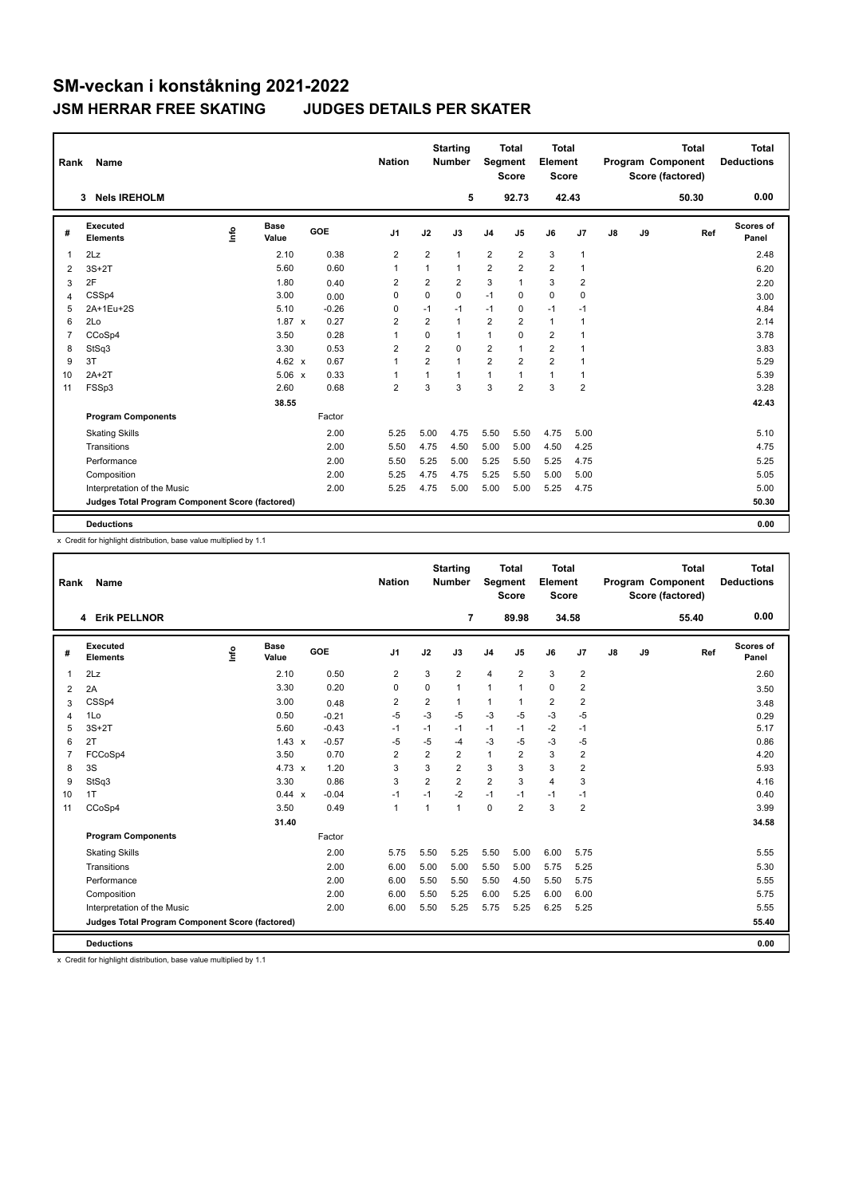# SM-veckan i konståkning 2021-2022

## JSM HERRAR FREE SKATING JUDGES DETAILS PER SKATER

| Rank | Name | Nation | Starting Number | Total Segment Score | Total Element Score | Total Program Component Score (factored) | Total Deductions |
|---|---|---|---|---|---|---|---|
| 3 | Nels IREHOLM | | 5 | 92.73 | 42.43 | 50.30 | 0.00 |

| # | Executed Elements | Info | Base Value | | GOE | J1 | J2 | J3 | J4 | J5 | J6 | J7 | J8 | J9 | Ref | Scores of Panel |
|---|---|---|---|---|---|---|---|---|---|---|---|---|---|---|---|---|
| 1 | 2Lz | | 2.10 | | 0.38 | 2 | 2 | 1 | 2 | 2 | 3 | 1 | | | | 2.48 |
| 2 | 3S+2T | | 5.60 | | 0.60 | 1 | 1 | 1 | 2 | 2 | 2 | 1 | | | | 6.20 |
| 3 | 2F | | 1.80 | | 0.40 | 2 | 2 | 2 | 3 | 1 | 3 | 2 | | | | 2.20 |
| 4 | CSSp4 | | 3.00 | | 0.00 | 0 | 0 | 0 | -1 | 0 | 0 | 0 | | | | 3.00 |
| 5 | 2A+1Eu+2S | | 5.10 | | -0.26 | 0 | -1 | -1 | -1 | 0 | -1 | -1 | | | | 4.84 |
| 6 | 2Lo | | 1.87 | x | 0.27 | 2 | 2 | 1 | 2 | 2 | 1 | 1 | | | | 2.14 |
| 7 | CCoSp4 | | 3.50 | | 0.28 | 1 | 0 | 1 | 1 | 0 | 2 | 1 | | | | 3.78 |
| 8 | StSq3 | | 3.30 | | 0.53 | 2 | 2 | 0 | 2 | 1 | 2 | 1 | | | | 3.83 |
| 9 | 3T | | 4.62 | x | 0.67 | 1 | 2 | 1 | 2 | 2 | 2 | 1 | | | | 5.29 |
| 10 | 2A+2T | | 5.06 | x | 0.33 | 1 | 1 | 1 | 1 | 1 | 1 | 1 | | | | 5.39 |
| 11 | FSSp3 | | 2.60 | | 0.68 | 2 | 3 | 3 | 3 | 2 | 3 | 2 | | | | 3.28 |
| | | | 38.55 | | | | | | | | | | | | | 42.43 |
| | **Program Components** | | | | Factor | | | | | | | | | | | |
| | Skating Skills | | | | 2.00 | 5.25 | 5.00 | 4.75 | 5.50 | 5.50 | 4.75 | 5.00 | | | | 5.10 |
| | Transitions | | | | 2.00 | 5.50 | 4.75 | 4.50 | 5.00 | 5.00 | 4.50 | 4.25 | | | | 4.75 |
| | Performance | | | | 2.00 | 5.50 | 5.25 | 5.00 | 5.25 | 5.50 | 5.25 | 4.75 | | | | 5.25 |
| | Composition | | | | 2.00 | 5.25 | 4.75 | 4.75 | 5.25 | 5.50 | 5.00 | 5.00 | | | | 5.05 |
| | Interpretation of the Music | | | | 2.00 | 5.25 | 4.75 | 5.00 | 5.00 | 5.00 | 5.25 | 4.75 | | | | 5.00 |
| | **Judges Total Program Component Score (factored)** | | | | | | | | | | | | | | | 50.30 |
| | **Deductions** | | | | | | | | | | | | | | | 0.00 |

x Credit for highlight distribution, base value multiplied by 1.1

| Rank | Name | Nation | Starting Number | Total Segment Score | Total Element Score | Total Program Component Score (factored) | Total Deductions |
|---|---|---|---|---|---|---|---|
| 4 | Erik PELLNOR | | 7 | 89.98 | 34.58 | 55.40 | 0.00 |

| # | Executed Elements | Info | Base Value | | GOE | J1 | J2 | J3 | J4 | J5 | J6 | J7 | J8 | J9 | Ref | Scores of Panel |
|---|---|---|---|---|---|---|---|---|---|---|---|---|---|---|---|---|
| 1 | 2Lz | | 2.10 | | 0.50 | 2 | 3 | 2 | 4 | 2 | 3 | 2 | | | | 2.60 |
| 2 | 2A | | 3.30 | | 0.20 | 0 | 0 | 1 | 1 | 1 | 0 | 2 | | | | 3.50 |
| 3 | CSSp4 | | 3.00 | | 0.48 | 2 | 2 | 1 | 1 | 1 | 2 | 2 | | | | 3.48 |
| 4 | 1Lo | | 0.50 | | -0.21 | -5 | -3 | -5 | -3 | -5 | -3 | -5 | | | | 0.29 |
| 5 | 3S+2T | | 5.60 | | -0.43 | -1 | -1 | -1 | -1 | -1 | -2 | -1 | | | | 5.17 |
| 6 | 2T | | 1.43 | x | -0.57 | -5 | -5 | -4 | -3 | -5 | -3 | -5 | | | | 0.86 |
| 7 | FCCoSp4 | | 3.50 | | 0.70 | 2 | 2 | 2 | 1 | 2 | 3 | 2 | | | | 4.20 |
| 8 | 3S | | 4.73 | x | 1.20 | 3 | 3 | 2 | 3 | 3 | 3 | 2 | | | | 5.93 |
| 9 | StSq3 | | 3.30 | | 0.86 | 3 | 2 | 2 | 2 | 3 | 4 | 3 | | | | 4.16 |
| 10 | 1T | | 0.44 | x | -0.04 | -1 | -1 | -2 | -1 | -1 | -1 | -1 | | | | 0.40 |
| 11 | CCoSp4 | | 3.50 | | 0.49 | 1 | 1 | 1 | 0 | 2 | 3 | 2 | | | | 3.99 |
| | | | 31.40 | | | | | | | | | | | | | 34.58 |
| | **Program Components** | | | | Factor | | | | | | | | | | | |
| | Skating Skills | | | | 2.00 | 5.75 | 5.50 | 5.25 | 5.50 | 5.00 | 6.00 | 5.75 | | | | 5.55 |
| | Transitions | | | | 2.00 | 6.00 | 5.00 | 5.00 | 5.50 | 5.00 | 5.75 | 5.25 | | | | 5.30 |
| | Performance | | | | 2.00 | 6.00 | 5.50 | 5.50 | 5.50 | 4.50 | 5.50 | 5.75 | | | | 5.55 |
| | Composition | | | | 2.00 | 6.00 | 5.50 | 5.25 | 6.00 | 5.25 | 6.00 | 6.00 | | | | 5.75 |
| | Interpretation of the Music | | | | 2.00 | 6.00 | 5.50 | 5.25 | 5.75 | 5.25 | 6.25 | 5.25 | | | | 5.55 |
| | **Judges Total Program Component Score (factored)** | | | | | | | | | | | | | | | 55.40 |
| | **Deductions** | | | | | | | | | | | | | | | 0.00 |

x Credit for highlight distribution, base value multiplied by 1.1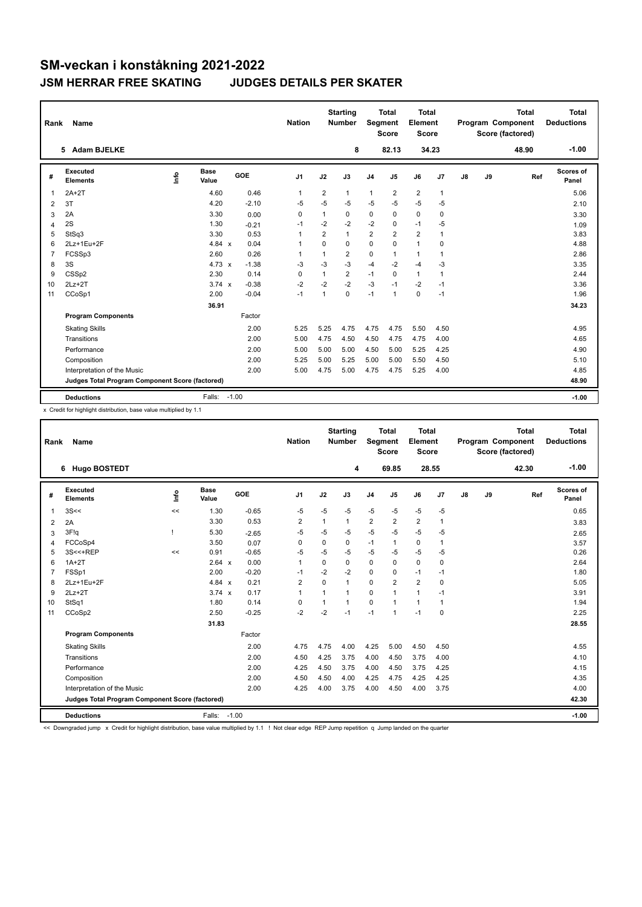# SM-veckan i konståkning 2021-2022

## JSM HERRAR FREE SKATING JUDGES DETAILS PER SKATER

| Rank | Name | Nation | Starting Number | Total Segment Score | Total Element Score | Total Program Component Score (factored) | Total Deductions |
|---|---|---|---|---|---|---|---|
| 5 | Adam BJELKE | | 8 | 82.13 | 34.23 | 48.90 | -1.00 |

| # | Executed Elements | Info | Base Value | | GOE | J1 | J2 | J3 | J4 | J5 | J6 | J7 | J8 | J9 | Ref | Scores of Panel |
|---|---|---|---|---|---|---|---|---|---|---|---|---|---|---|---|---|
| 1 | 2A+2T | | 4.60 | | 0.46 | 1 | 2 | 1 | 1 | 2 | 2 | 1 | | | | 5.06 |
| 2 | 3T | | 4.20 | | -2.10 | -5 | -5 | -5 | -5 | -5 | -5 | -5 | | | | 2.10 |
| 3 | 2A | | 3.30 | | 0.00 | 0 | 1 | 0 | 0 | 0 | 0 | 0 | | | | 3.30 |
| 4 | 2S | | 1.30 | | -0.21 | -1 | -2 | -2 | -2 | 0 | -1 | -5 | | | | 1.09 |
| 5 | StSq3 | | 3.30 | | 0.53 | 1 | 2 | 1 | 2 | 2 | 2 | 1 | | | | 3.83 |
| 6 | 2Lz+1Eu+2F | | 4.84 | x | 0.04 | 1 | 0 | 0 | 0 | 0 | 1 | 0 | | | | 4.88 |
| 7 | FCSSp3 | | 2.60 | | 0.26 | 1 | 1 | 2 | 0 | 1 | 1 | 1 | | | | 2.86 |
| 8 | 3S | | 4.73 | x | -1.38 | -3 | -3 | -3 | -4 | -2 | -4 | -3 | | | | 3.35 |
| 9 | CSSp2 | | 2.30 | | 0.14 | 0 | 1 | 2 | -1 | 0 | 1 | 1 | | | | 2.44 |
| 10 | 2Lz+2T | | 3.74 | x | -0.38 | -2 | -2 | -2 | -3 | -1 | -2 | -1 | | | | 3.36 |
| 11 | CCoSp1 | | 2.00 | | -0.04 | -1 | 1 | 0 | -1 | 1 | 0 | -1 | | | | 1.96 |
| | | | 36.91 | | | | | | | | | | | | | 34.23 |
| | **Program Components** | | | | Factor | | | | | | | | | | | |
| | Skating Skills | | | | 2.00 | 5.25 | 5.25 | 4.75 | 4.75 | 4.75 | 5.50 | 4.50 | | | | 4.95 |
| | Transitions | | | | 2.00 | 5.00 | 4.75 | 4.50 | 4.50 | 4.75 | 4.75 | 4.00 | | | | 4.65 |
| | Performance | | | | 2.00 | 5.00 | 5.00 | 5.00 | 4.50 | 5.00 | 5.25 | 4.25 | | | | 4.90 |
| | Composition | | | | 2.00 | 5.25 | 5.00 | 5.25 | 5.00 | 5.00 | 5.50 | 4.50 | | | | 5.10 |
| | Interpretation of the Music | | | | 2.00 | 5.00 | 4.75 | 5.00 | 4.75 | 4.75 | 5.25 | 4.00 | | | | 4.85 |
| | **Judges Total Program Component Score (factored)** | | | | | | | | | | | | | | | 48.90 |
| | **Deductions** | | Falls: | -1.00 | | | | | | | | | | | | -1.00 |

x Credit for highlight distribution, base value multiplied by 1.1

| Rank | Name | Nation | Starting Number | Total Segment Score | Total Element Score | Total Program Component Score (factored) | Total Deductions |
|---|---|---|---|---|---|---|---|
| 6 | Hugo BOSTEDT | | 4 | 69.85 | 28.55 | 42.30 | -1.00 |

| # | Executed Elements | Info | Base Value | | GOE | J1 | J2 | J3 | J4 | J5 | J6 | J7 | J8 | J9 | Ref | Scores of Panel |
|---|---|---|---|---|---|---|---|---|---|---|---|---|---|---|---|---|
| 1 | 3S<< | << | 1.30 | | -0.65 | -5 | -5 | -5 | -5 | -5 | -5 | -5 | | | | 0.65 |
| 2 | 2A | | 3.30 | | 0.53 | 2 | 1 | 1 | 2 | 2 | 2 | 1 | | | | 3.83 |
| 3 | 3F!q | ! | 5.30 | | -2.65 | -5 | -5 | -5 | -5 | -5 | -5 | -5 | | | | 2.65 |
| 4 | FCCoSp4 | | 3.50 | | 0.07 | 0 | 0 | 0 | -1 | 1 | 0 | 1 | | | | 3.57 |
| 5 | 3S<<+REP | << | 0.91 | | -0.65 | -5 | -5 | -5 | -5 | -5 | -5 | -5 | | | | 0.26 |
| 6 | 1A+2T | | 2.64 | x | 0.00 | 1 | 0 | 0 | 0 | 0 | 0 | 0 | | | | 2.64 |
| 7 | FSSp1 | | 2.00 | | -0.20 | -1 | -2 | -2 | 0 | 0 | -1 | -1 | | | | 1.80 |
| 8 | 2Lz+1Eu+2F | | 4.84 | x | 0.21 | 2 | 0 | 1 | 0 | 2 | 2 | 0 | | | | 5.05 |
| 9 | 2Lz+2T | | 3.74 | x | 0.17 | 1 | 1 | 1 | 0 | 1 | 1 | -1 | | | | 3.91 |
| 10 | StSq1 | | 1.80 | | 0.14 | 0 | 1 | 1 | 0 | 1 | 1 | 1 | | | | 1.94 |
| 11 | CCoSp2 | | 2.50 | | -0.25 | -2 | -2 | -1 | -1 | 1 | -1 | 0 | | | | 2.25 |
| | | | 31.83 | | | | | | | | | | | | | 28.55 |
| | **Program Components** | | | | Factor | | | | | | | | | | | |
| | Skating Skills | | | | 2.00 | 4.75 | 4.75 | 4.00 | 4.25 | 5.00 | 4.50 | 4.50 | | | | 4.55 |
| | Transitions | | | | 2.00 | 4.50 | 4.25 | 3.75 | 4.00 | 4.50 | 3.75 | 4.00 | | | | 4.10 |
| | Performance | | | | 2.00 | 4.25 | 4.50 | 3.75 | 4.00 | 4.50 | 3.75 | 4.25 | | | | 4.15 |
| | Composition | | | | 2.00 | 4.50 | 4.50 | 4.00 | 4.25 | 4.75 | 4.25 | 4.25 | | | | 4.35 |
| | Interpretation of the Music | | | | 2.00 | 4.25 | 4.00 | 3.75 | 4.00 | 4.50 | 4.00 | 3.75 | | | | 4.00 |
| | **Judges Total Program Component Score (factored)** | | | | | | | | | | | | | | | 42.30 |
| | **Deductions** | | Falls: | -1.00 | | | | | | | | | | | | -1.00 |

<< Downgraded jump x Credit for highlight distribution, base value multiplied by 1.1 ! Not clear edge REP Jump repetition q Jump landed on the quarter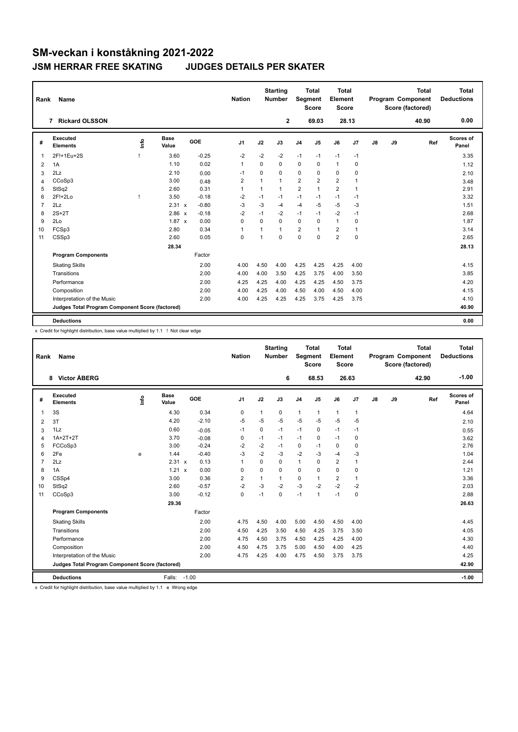# SM-veckan i konståkning 2021-2022

## JSM HERRAR FREE SKATING JUDGES DETAILS PER SKATER

| Rank | Name | Nation | Starting Number | Total Segment Score | Total Element Score | Total Program Component Score (factored) | Total Deductions |
|---|---|---|---|---|---|---|---|
| 7 | Rickard OLSSON | | 2 | 69.03 | 28.13 | 40.90 | 0.00 |

| # | Executed Elements | Info | Base Value | | GOE | J1 | J2 | J3 | J4 | J5 | J6 | J7 | J8 | J9 | Ref | Scores of Panel |
|---|---|---|---|---|---|---|---|---|---|---|---|---|---|---|---|---|
| 1 | 2F!+1Eu+2S | ! | 3.60 | | -0.25 | -2 | -2 | -2 | -1 | -1 | -1 | -1 | | | | 3.35 |
| 2 | 1A | | 1.10 | | 0.02 | 1 | 0 | 0 | 0 | 0 | 1 | 0 | | | | 1.12 |
| 3 | 2Lz | | 2.10 | | 0.00 | -1 | 0 | 0 | 0 | 0 | 0 | 0 | | | | 2.10 |
| 4 | CCoSp3 | | 3.00 | | 0.48 | 2 | 1 | 1 | 2 | 2 | 2 | 1 | | | | 3.48 |
| 5 | StSq2 | | 2.60 | | 0.31 | 1 | 1 | 1 | 2 | 1 | 2 | 1 | | | | 2.91 |
| 6 | 2F!+2Lo | ! | 3.50 | | -0.18 | -2 | -1 | -1 | -1 | -1 | -1 | -1 | | | | 3.32 |
| 7 | 2Lz | | 2.31 | x | -0.80 | -3 | -3 | -4 | -4 | -5 | -5 | -3 | | | | 1.51 |
| 8 | 2S+2T | | 2.86 | x | -0.18 | -2 | -1 | -2 | -1 | -1 | -2 | -1 | | | | 2.68 |
| 9 | 2Lo | | 1.87 | x | 0.00 | 0 | 0 | 0 | 0 | 0 | 1 | 0 | | | | 1.87 |
| 10 | FCSp3 | | 2.80 | | 0.34 | 1 | 1 | 1 | 2 | 1 | 2 | 1 | | | | 3.14 |
| 11 | CSSp3 | | 2.60 | | 0.05 | 0 | 1 | 0 | 0 | 0 | 2 | 0 | | | | 2.65 |
| | | | 28.34 | | | | | | | | | | | | | 28.13 |
| | **Program Components** | | | | Factor | | | | | | | | | | | |
| | Skating Skills | | | | 2.00 | 4.00 | 4.50 | 4.00 | 4.25 | 4.25 | 4.25 | 4.00 | | | | 4.15 |
| | Transitions | | | | 2.00 | 4.00 | 4.00 | 3.50 | 4.25 | 3.75 | 4.00 | 3.50 | | | | 3.85 |
| | Performance | | | | 2.00 | 4.25 | 4.25 | 4.00 | 4.25 | 4.25 | 4.50 | 3.75 | | | | 4.20 |
| | Composition | | | | 2.00 | 4.00 | 4.25 | 4.00 | 4.50 | 4.00 | 4.50 | 4.00 | | | | 4.15 |
| | Interpretation of the Music | | | | 2.00 | 4.00 | 4.25 | 4.25 | 4.25 | 3.75 | 4.25 | 3.75 | | | | 4.10 |
| | **Judges Total Program Component Score (factored)** | | | | | | | | | | | | | | | 40.90 |
| | **Deductions** | | | | | | | | | | | | | | | 0.00 |

x Credit for highlight distribution, base value multiplied by 1.1 ! Not clear edge

| Rank | Name | Nation | Starting Number | Total Segment Score | Total Element Score | Total Program Component Score (factored) | Total Deductions |
|---|---|---|---|---|---|---|---|
| 8 | Victor ÅBERG | | 6 | 68.53 | 26.63 | 42.90 | -1.00 |

| # | Executed Elements | Info | Base Value | | GOE | J1 | J2 | J3 | J4 | J5 | J6 | J7 | J8 | J9 | Ref | Scores of Panel |
|---|---|---|---|---|---|---|---|---|---|---|---|---|---|---|---|---|
| 1 | 3S | | 4.30 | | 0.34 | 0 | 1 | 0 | 1 | 1 | 1 | 1 | | | | 4.64 |
| 2 | 3T | | 4.20 | | -2.10 | -5 | -5 | -5 | -5 | -5 | -5 | -5 | | | | 2.10 |
| 3 | 1Lz | | 0.60 | | -0.05 | -1 | 0 | -1 | -1 | 0 | -1 | -1 | | | | 0.55 |
| 4 | 1A+2T+2T | | 3.70 | | -0.08 | 0 | -1 | -1 | -1 | 0 | -1 | 0 | | | | 3.62 |
| 5 | FCCoSp3 | | 3.00 | | -0.24 | -2 | -2 | -1 | 0 | -1 | 0 | 0 | | | | 2.76 |
| 6 | 2Fe | e | 1.44 | | -0.40 | -3 | -2 | -3 | -2 | -3 | -4 | -3 | | | | 1.04 |
| 7 | 2Lz | | 2.31 | x | 0.13 | 1 | 0 | 0 | 1 | 0 | 2 | 1 | | | | 2.44 |
| 8 | 1A | | 1.21 | x | 0.00 | 0 | 0 | 0 | 0 | 0 | 0 | 0 | | | | 1.21 |
| 9 | CSSp4 | | 3.00 | | 0.36 | 2 | 1 | 1 | 0 | 1 | 2 | 1 | | | | 3.36 |
| 10 | StSq2 | | 2.60 | | -0.57 | -2 | -3 | -2 | -3 | -2 | -2 | -2 | | | | 2.03 |
| 11 | CCoSp3 | | 3.00 | | -0.12 | 0 | -1 | 0 | -1 | 1 | -1 | 0 | | | | 2.88 |
| | | | 29.36 | | | | | | | | | | | | | 26.63 |
| | **Program Components** | | | | Factor | | | | | | | | | | | |
| | Skating Skills | | | | 2.00 | 4.75 | 4.50 | 4.00 | 5.00 | 4.50 | 4.50 | 4.00 | | | | 4.45 |
| | Transitions | | | | 2.00 | 4.50 | 4.25 | 3.50 | 4.50 | 4.25 | 3.75 | 3.50 | | | | 4.05 |
| | Performance | | | | 2.00 | 4.75 | 4.50 | 3.75 | 4.50 | 4.25 | 4.25 | 4.00 | | | | 4.30 |
| | Composition | | | | 2.00 | 4.50 | 4.75 | 3.75 | 5.00 | 4.50 | 4.00 | 4.25 | | | | 4.40 |
| | Interpretation of the Music | | | | 2.00 | 4.75 | 4.25 | 4.00 | 4.75 | 4.50 | 3.75 | 3.75 | | | | 4.25 |
| | **Judges Total Program Component Score (factored)** | | | | | | | | | | | | | | | 42.90 |
| | **Deductions** | | Falls: | -1.00 | | | | | | | | | | | | -1.00 |

x Credit for highlight distribution, base value multiplied by 1.1 e Wrong edge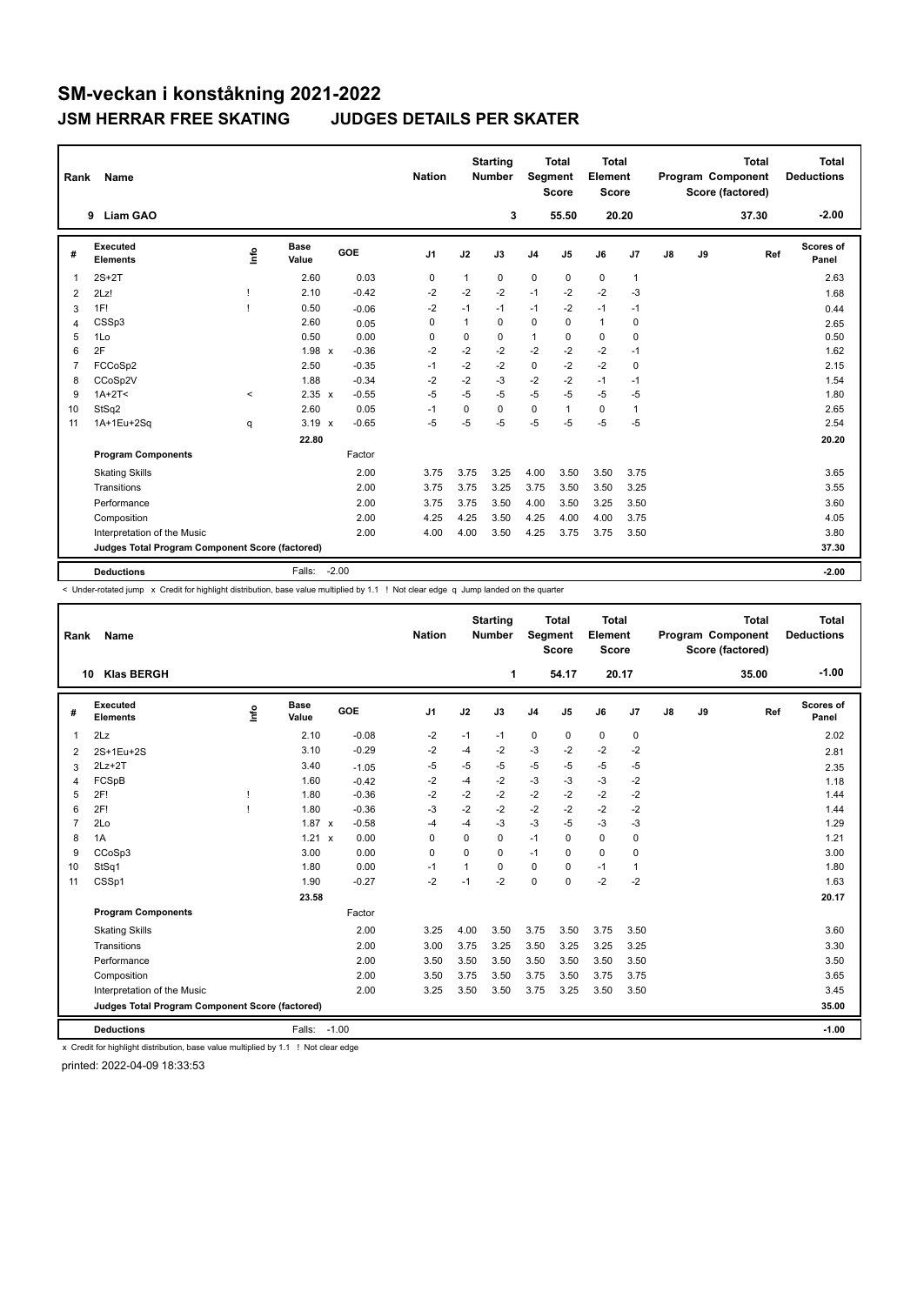# SM-veckan i konståkning 2021-2022

## JSM HERRAR FREE SKATING JUDGES DETAILS PER SKATER

| Rank | Name | Nation | Starting Number | Total Segment Score | Total Element Score | Total Program Component Score (factored) | Total Deductions |
|---|---|---|---|---|---|---|---|
| 9 | Liam GAO | | 3 | 55.50 | 20.20 | 37.30 | -2.00 |

| # | Executed Elements | Info | Base Value | | GOE | J1 | J2 | J3 | J4 | J5 | J6 | J7 | J8 | J9 | Ref | Scores of Panel |
|---|---|---|---|---|---|---|---|---|---|---|---|---|---|---|---|---|
| 1 | 2S+2T | | 2.60 | | 0.03 | 0 | 1 | 0 | 0 | 0 | 0 | 1 | | | | 2.63 |
| 2 | 2Lz! | ! | 2.10 | | -0.42 | -2 | -2 | -2 | -1 | -2 | -2 | -3 | | | | 1.68 |
| 3 | 1F! | ! | 0.50 | | -0.06 | -2 | -1 | -1 | -1 | -2 | -1 | -1 | | | | 0.44 |
| 4 | CSSp3 | | 2.60 | | 0.05 | 0 | 1 | 0 | 0 | 0 | 1 | 0 | | | | 2.65 |
| 5 | 1Lo | | 0.50 | | 0.00 | 0 | 0 | 0 | 1 | 0 | 0 | 0 | | | | 0.50 |
| 6 | 2F | | 1.98 | x | -0.36 | -2 | -2 | -2 | -2 | -2 | -2 | -1 | | | | 1.62 |
| 7 | FCCoSp2 | | 2.50 | | -0.35 | -1 | -2 | -2 | 0 | -2 | -2 | 0 | | | | 2.15 |
| 8 | CCoSp2V | | 1.88 | | -0.34 | -2 | -2 | -3 | -2 | -2 | -1 | -1 | | | | 1.54 |
| 9 | 1A+2T< | < | 2.35 | x | -0.55 | -5 | -5 | -5 | -5 | -5 | -5 | -5 | | | | 1.80 |
| 10 | StSq2 | | 2.60 | | 0.05 | -1 | 0 | 0 | 0 | 1 | 0 | 1 | | | | 2.65 |
| 11 | 1A+1Eu+2Sq | q | 3.19 | x | -0.65 | -5 | -5 | -5 | -5 | -5 | -5 | -5 | | | | 2.54 |
| | | | 22.80 | | | | | | | | | | | | | 20.20 |
| | **Program Components** | | | | Factor | | | | | | | | | | | |
| | Skating Skills | | | | 2.00 | 3.75 | 3.75 | 3.25 | 4.00 | 3.50 | 3.50 | 3.75 | | | | 3.65 |
| | Transitions | | | | 2.00 | 3.75 | 3.75 | 3.25 | 3.75 | 3.50 | 3.50 | 3.25 | | | | 3.55 |
| | Performance | | | | 2.00 | 3.75 | 3.75 | 3.50 | 4.00 | 3.50 | 3.25 | 3.50 | | | | 3.60 |
| | Composition | | | | 2.00 | 4.25 | 4.25 | 3.50 | 4.25 | 4.00 | 4.00 | 3.75 | | | | 4.05 |
| | Interpretation of the Music | | | | 2.00 | 4.00 | 4.00 | 3.50 | 4.25 | 3.75 | 3.75 | 3.50 | | | | 3.80 |
| | **Judges Total Program Component Score (factored)** | | | | | | | | | | | | | | | 37.30 |
| | **Deductions** | | Falls: | | -2.00 | | | | | | | | | | | -2.00 |

< Under-rotated jump x Credit for highlight distribution, base value multiplied by 1.1 ! Not clear edge q Jump landed on the quarter

| Rank | Name | Nation | Starting Number | Total Segment Score | Total Element Score | Total Program Component Score (factored) | Total Deductions |
|---|---|---|---|---|---|---|---|
| 10 | Klas BERGH | | 1 | 54.17 | 20.17 | 35.00 | -1.00 |

| # | Executed Elements | Info | Base Value | | GOE | J1 | J2 | J3 | J4 | J5 | J6 | J7 | J8 | J9 | Ref | Scores of Panel |
|---|---|---|---|---|---|---|---|---|---|---|---|---|---|---|---|---|
| 1 | 2Lz | | 2.10 | | -0.08 | -2 | -1 | -1 | 0 | 0 | 0 | 0 | | | | 2.02 |
| 2 | 2S+1Eu+2S | | 3.10 | | -0.29 | -2 | -4 | -2 | -3 | -2 | -2 | -2 | | | | 2.81 |
| 3 | 2Lz+2T | | 3.40 | | -1.05 | -5 | -5 | -5 | -5 | -5 | -5 | -5 | | | | 2.35 |
| 4 | FCSpB | | 1.60 | | -0.42 | -2 | -4 | -2 | -3 | -3 | -3 | -2 | | | | 1.18 |
| 5 | 2F! | ! | 1.80 | | -0.36 | -2 | -2 | -2 | -2 | -2 | -2 | -2 | | | | 1.44 |
| 6 | 2F! | ! | 1.80 | | -0.36 | -3 | -2 | -2 | -2 | -2 | -2 | -2 | | | | 1.44 |
| 7 | 2Lo | | 1.87 | x | -0.58 | -4 | -4 | -3 | -3 | -5 | -3 | -3 | | | | 1.29 |
| 8 | 1A | | 1.21 | x | 0.00 | 0 | 0 | 0 | -1 | 0 | 0 | 0 | | | | 1.21 |
| 9 | CCoSp3 | | 3.00 | | 0.00 | 0 | 0 | 0 | -1 | 0 | 0 | 0 | | | | 3.00 |
| 10 | StSq1 | | 1.80 | | 0.00 | -1 | 1 | 0 | 0 | 0 | -1 | 1 | | | | 1.80 |
| 11 | CSSp1 | | 1.90 | | -0.27 | -2 | -1 | -2 | 0 | 0 | -2 | -2 | | | | 1.63 |
| | | | 23.58 | | | | | | | | | | | | | 20.17 |
| | **Program Components** | | | | Factor | | | | | | | | | | | |
| | Skating Skills | | | | 2.00 | 3.25 | 4.00 | 3.50 | 3.75 | 3.50 | 3.75 | 3.50 | | | | 3.60 |
| | Transitions | | | | 2.00 | 3.00 | 3.75 | 3.25 | 3.50 | 3.25 | 3.25 | 3.25 | | | | 3.30 |
| | Performance | | | | 2.00 | 3.50 | 3.50 | 3.50 | 3.50 | 3.50 | 3.50 | 3.50 | | | | 3.50 |
| | Composition | | | | 2.00 | 3.50 | 3.75 | 3.50 | 3.75 | 3.50 | 3.75 | 3.75 | | | | 3.65 |
| | Interpretation of the Music | | | | 2.00 | 3.25 | 3.50 | 3.50 | 3.75 | 3.25 | 3.50 | 3.50 | | | | 3.45 |
| | **Judges Total Program Component Score (factored)** | | | | | | | | | | | | | | | 35.00 |
| | **Deductions** | | Falls: | | -1.00 | | | | | | | | | | | -1.00 |

x Credit for highlight distribution, base value multiplied by 1.1 ! Not clear edge

printed: 2022-04-09 18:33:53